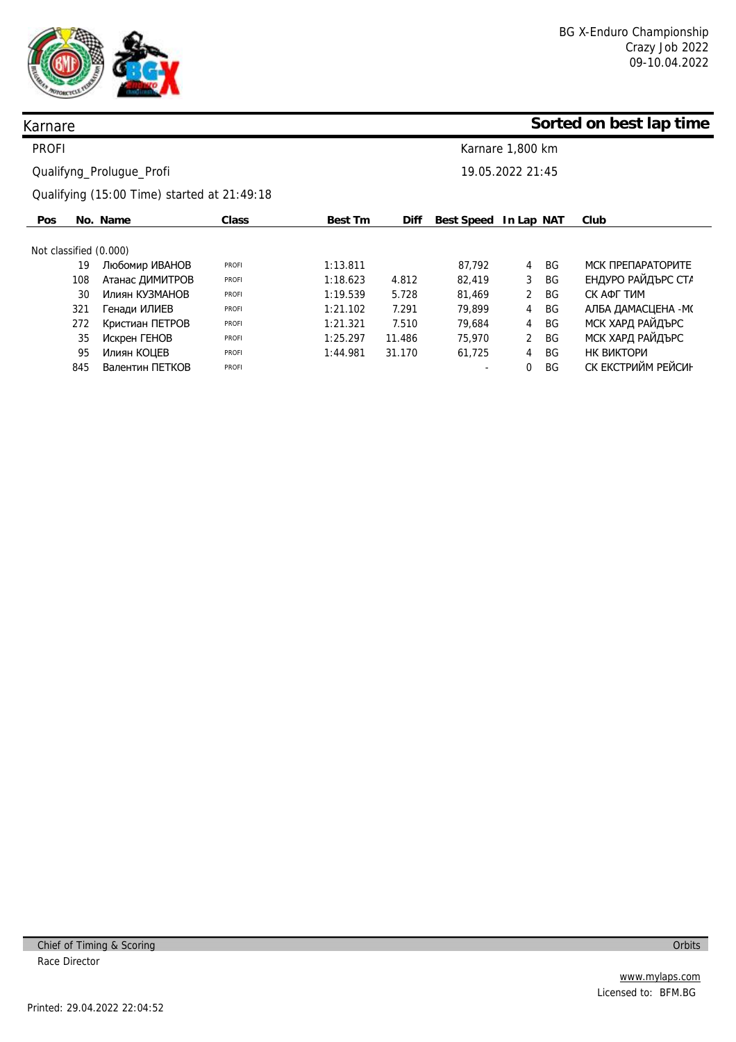BG X-Enduro Championship
Crazy Job 2022
09-10.04.2022

## Karnare

## Sorted on best lap time

PROFI

Karnare 1,800 km

Qualifyng_Prolugue_Profi

19.05.2022 21:45

Qualifying (15:00 Time) started at 21:49:18

| Pos | No. | Name | Class | Best Tm | Diff | Best Speed | In Lap | NAT | Club |
|---|---|---|---|---|---|---|---|---|---|
| Not classified (0.000) | | | | | | | | | |
| | 19 | Любомир ИВАНОВ | PROFI | 1:13.811 | | 87,792 | 4 | BG | МСК ПРЕПАРАТОРИТЕ |
| | 108 | Атанас ДИМИТРОВ | PROFI | 1:18.623 | 4.812 | 82,419 | 3 | BG | ЕНДУРО РАЙДЪРС СТА |
| | 30 | Илиян КУЗМАНОВ | PROFI | 1:19.539 | 5.728 | 81,469 | 2 | BG | СК АФГ ТИМ |
| | 321 | Генади ИЛИЕВ | PROFI | 1:21.102 | 7.291 | 79,899 | 4 | BG | АЛБА ДАМАСЦЕНА -МС |
| | 272 | Кристиан ПЕТРОВ | PROFI | 1:21.321 | 7.510 | 79,684 | 4 | BG | МСК ХАРД РАЙДЪРС |
| | 35 | Искрен ГЕНОВ | PROFI | 1:25.297 | 11.486 | 75,970 | 2 | BG | МСК ХАРД РАЙДЪРС |
| | 95 | Илиян КОЦЕВ | PROFI | 1:44.981 | 31.170 | 61,725 | 4 | BG | НК ВИКТОРИ |
| | 845 | Валентин ПЕТКОВ | PROFI | | | - | 0 | BG | СК ЕКСТРИЙМ РЕЙСИН |

Chief of Timing & Scoring

Race Director

Orbits

www.mylaps.com
Licensed to: BFM.BG

Printed: 29.04.2022 22:04:52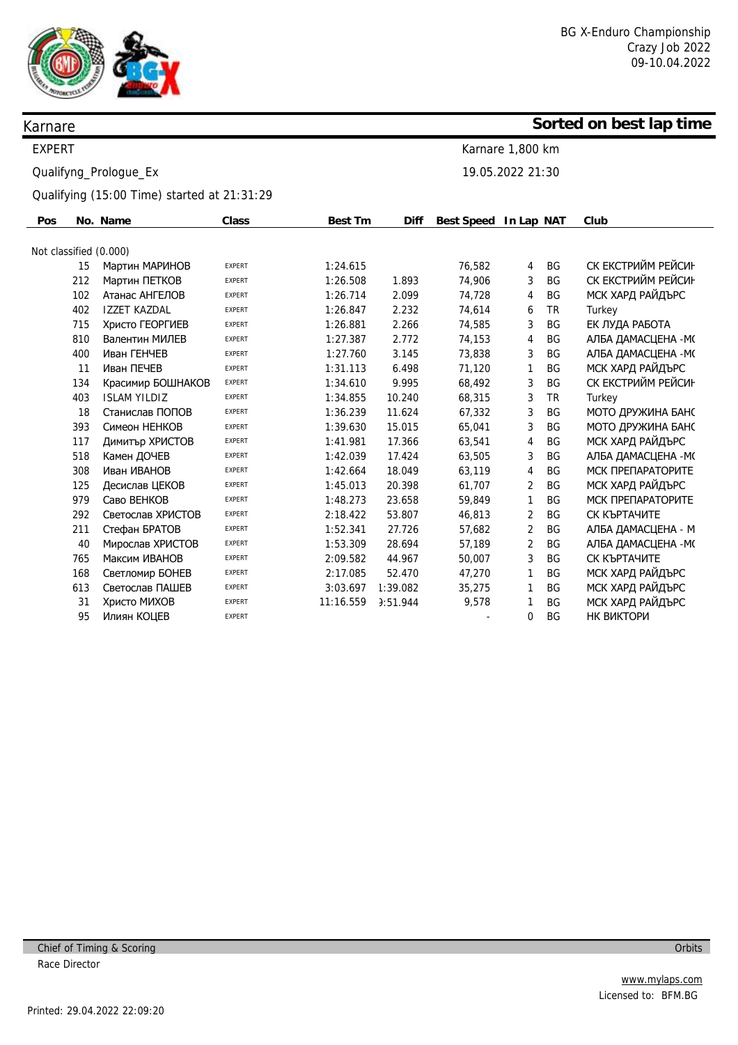BG X-Enduro Championship
Crazy Job 2022
09-10.04.2022

## Karnare

**Sorted on best lap time**

EXPERT

Karnare 1,800 km

Qualifyng_Prologue_Ex

19.05.2022 21:30

Qualifying (15:00 Time) started at 21:31:29

| Pos | No. | Name | Class | Best Tm | Diff | Best Speed | In Lap | NAT | Club |
|---|---|---|---|---|---|---|---|---|---|
| Not classified (0.000) | | | | | | | | | |
| | 15 | Мартин МАРИНОВ | EXPERT | 1:24.615 | | 76,582 | 4 | BG | СК ЕКСТРИЙМ РЕЙСИН |
| | 212 | Мартин ПЕТКОВ | EXPERT | 1:26.508 | 1.893 | 74,906 | 3 | BG | СК ЕКСТРИЙМ РЕЙСИН |
| | 102 | Атанас АНГЕЛОВ | EXPERT | 1:26.714 | 2.099 | 74,728 | 4 | BG | МСК ХАРД РАЙДЪРС |
| | 402 | IZZET KAZDAL | EXPERT | 1:26.847 | 2.232 | 74,614 | 6 | TR | Turkey |
| | 715 | Христо ГЕОРГИЕВ | EXPERT | 1:26.881 | 2.266 | 74,585 | 3 | BG | ЕК ЛУДА РАБОТА |
| | 810 | Валентин МИЛЕВ | EXPERT | 1:27.387 | 2.772 | 74,153 | 4 | BG | АЛБА ДАМАСЦЕНА -МО |
| | 400 | Иван ГЕНЧЕВ | EXPERT | 1:27.760 | 3.145 | 73,838 | 3 | BG | АЛБА ДАМАСЦЕНА -МО |
| | 11 | Иван ПЕЧЕВ | EXPERT | 1:31.113 | 6.498 | 71,120 | 1 | BG | МСК ХАРД РАЙДЪРС |
| | 134 | Красимир БОШНАКОВ | EXPERT | 1:34.610 | 9.995 | 68,492 | 3 | BG | СК ЕКСТРИЙМ РЕЙСИН |
| | 403 | ISLAM YILDIZ | EXPERT | 1:34.855 | 10.240 | 68,315 | 3 | TR | Turkey |
| | 18 | Станислав ПОПОВ | EXPERT | 1:36.239 | 11.624 | 67,332 | 3 | BG | МОТО ДРУЖИНА БАНС |
| | 393 | Симеон НЕНКОВ | EXPERT | 1:39.630 | 15.015 | 65,041 | 3 | BG | МОТО ДРУЖИНА БАНС |
| | 117 | Димитър ХРИСТОВ | EXPERT | 1:41.981 | 17.366 | 63,541 | 4 | BG | МСК ХАРД РАЙДЪРС |
| | 518 | Камен ДОЧЕВ | EXPERT | 1:42.039 | 17.424 | 63,505 | 3 | BG | АЛБА ДАМАСЦЕНА -МО |
| | 308 | Иван ИВАНОВ | EXPERT | 1:42.664 | 18.049 | 63,119 | 4 | BG | МСК ПРЕПАРАТОРИТЕ |
| | 125 | Десислав ЦЕКОВ | EXPERT | 1:45.013 | 20.398 | 61,707 | 2 | BG | МСК ХАРД РАЙДЪРС |
| | 979 | Саво ВЕНКОВ | EXPERT | 1:48.273 | 23.658 | 59,849 | 1 | BG | МСК ПРЕПАРАТОРИТЕ |
| | 292 | Светослав ХРИСТОВ | EXPERT | 2:18.422 | 53.807 | 46,813 | 2 | BG | СК КЪРТАЧИТЕ |
| | 211 | Стефан БРАТОВ | EXPERT | 1:52.341 | 27.726 | 57,682 | 2 | BG | АЛБА ДАМАСЦЕНА - М |
| | 40 | Мирослав ХРИСТОВ | EXPERT | 1:53.309 | 28.694 | 57,189 | 2 | BG | АЛБА ДАМАСЦЕНА -МО |
| | 765 | Максим ИВАНОВ | EXPERT | 2:09.582 | 44.967 | 50,007 | 3 | BG | СК КЪРТАЧИТЕ |
| | 168 | Светломир БОНЕВ | EXPERT | 2:17.085 | 52.470 | 47,270 | 1 | BG | МСК ХАРД РАЙДЪРС |
| | 613 | Светослав ПАШЕВ | EXPERT | 3:03.697 | 1:39.082 | 35,275 | 1 | BG | МСК ХАРД РАЙДЪРС |
| | 31 | Христо МИХОВ | EXPERT | 11:16.559 | 9:51.944 | 9,578 | 1 | BG | МСК ХАРД РАЙДЪРС |
| | 95 | Илиян КОЦЕВ | EXPERT | | | - | 0 | BG | НК ВИКТОРИ |

Chief of Timing & Scoring

Race Director

Orbits

www.mylaps.com
Licensed to: BFM.BG

Printed: 29.04.2022 22:09:20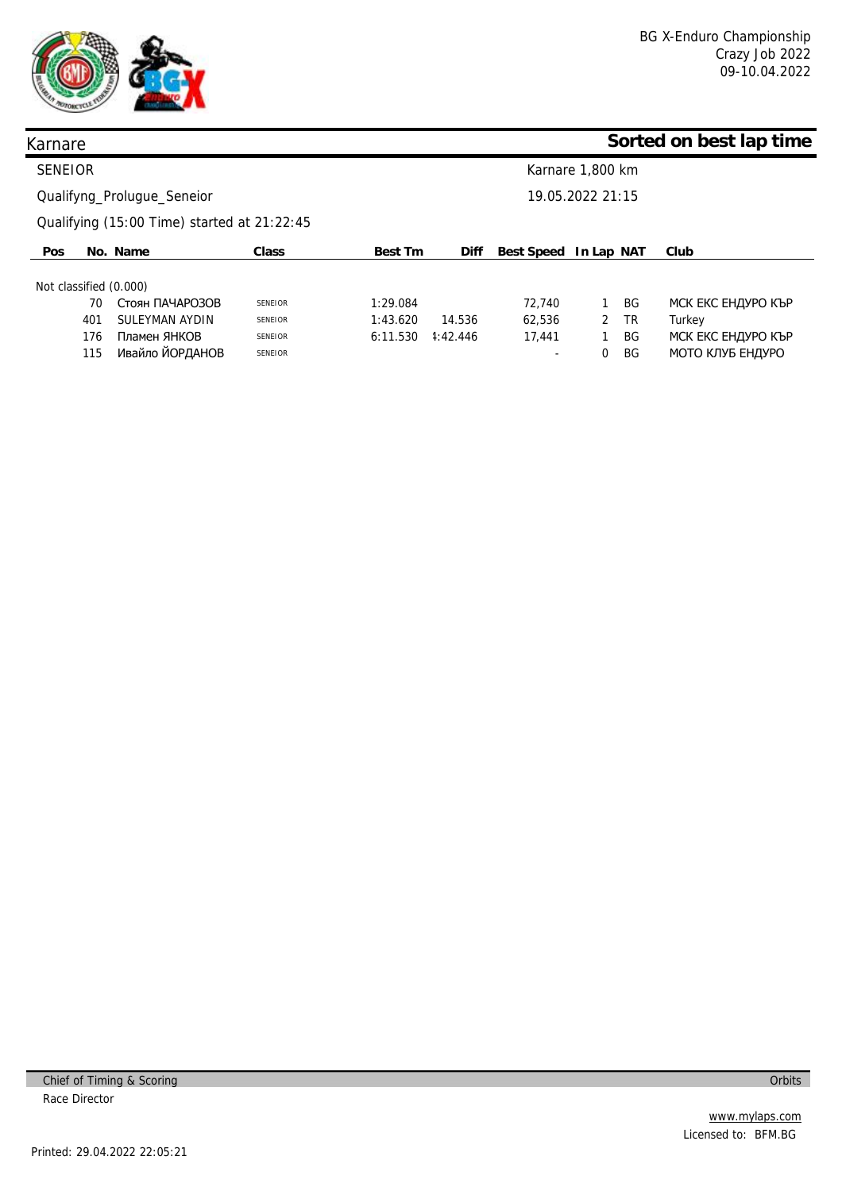BG X-Enduro Championship
Crazy Job 2022
09-10.04.2022

## Karnare

**Sorted on best lap time**

SENEIOR — Karnare 1,800 km

Qualifyng_Prolugue_Seneior — 19.05.2022 21:15

Qualifying (15:00 Time) started at 21:22:45

| Pos | No. | Name | Class | Best Tm | Diff | Best Speed | In Lap | NAT | Club |
|---|---|---|---|---|---|---|---|---|---|
| Not classified (0.000) | | | | | | | | | |
| | 70 | Стоян ПАЧАРОЗОВ | SENEIOR | 1:29.084 | | 72,740 | 1 | BG | МСК ЕКС ЕНДУРО КЪР |
| | 401 | SULEYMAN AYDIN | SENEIOR | 1:43.620 | 14.536 | 62,536 | 2 | TR | Turkey |
| | 176 | Пламен ЯНКОВ | SENEIOR | 6:11.530 | 4:42.446 | 17,441 | 1 | BG | МСК ЕКС ЕНДУРО КЪР |
| | 115 | Ивайло ЙОРДАНОВ | SENEIOR | | | - | 0 | BG | МОТО КЛУБ ЕНДУРО |

Chief of Timing & Scoring

Race Director

Orbits

www.mylaps.com
Licensed to: BFM.BG

Printed: 29.04.2022 22:05:21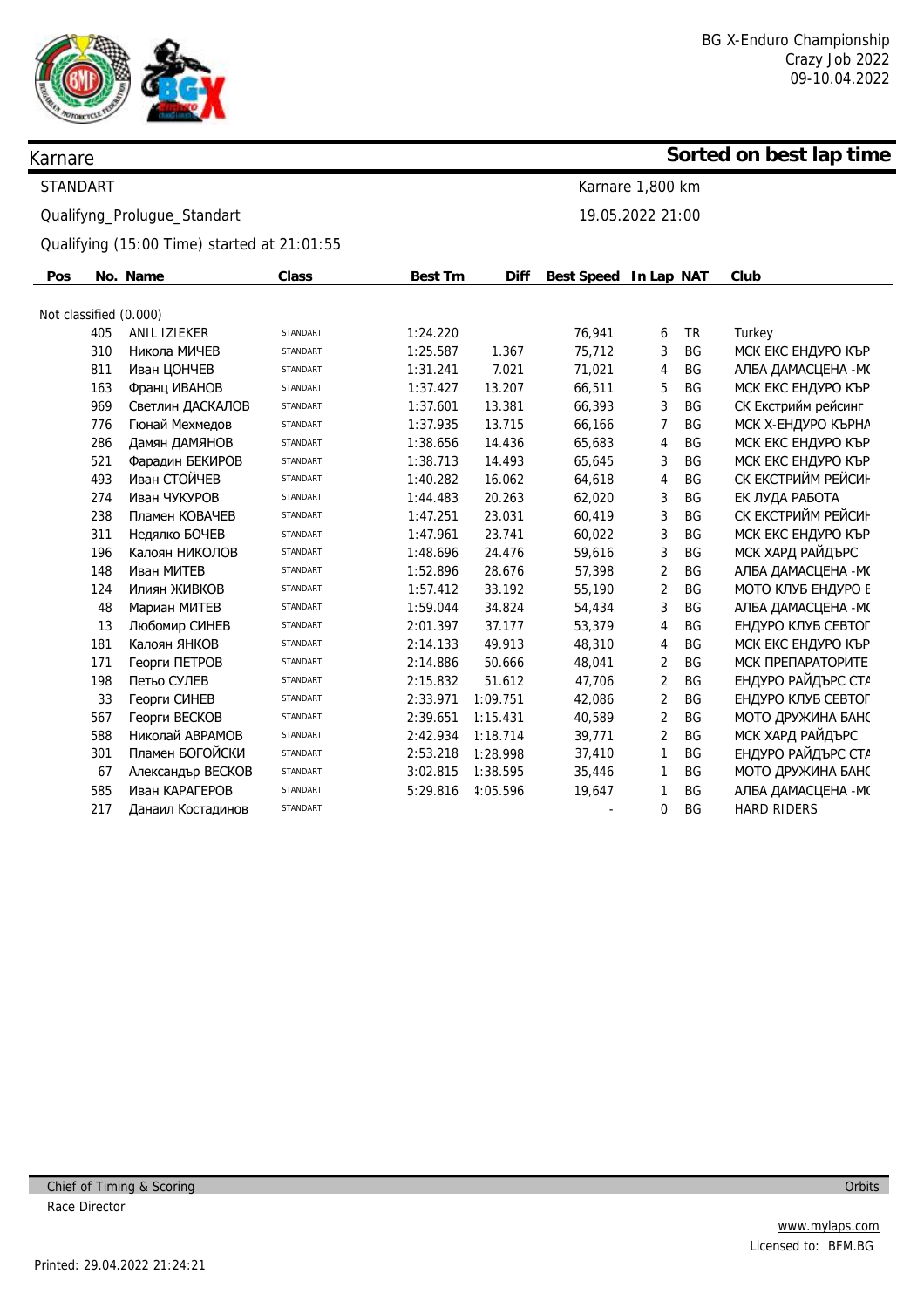BG X-Enduro Championship
Crazy Job 2022
09-10.04.2022

## Karnare

## Sorted on best lap time

STANDART

Karnare 1,800 km

Qualifyng_Prologue_Standart

19.05.2022 21:00

Qualifying (15:00 Time) started at 21:01:55

| Pos | No. | Name | Class | Best Tm | Diff | Best Speed | In Lap | NAT | Club |
|---|---|---|---|---|---|---|---|---|---|
| Not classified (0.000) | | | | | | | | | |
| | 405 | ANIL IZIEKER | STANDART | 1:24.220 | | 76,941 | 6 | TR | Turkey |
| | 310 | Никола МИЧЕВ | STANDART | 1:25.587 | 1.367 | 75,712 | 3 | BG | МСК ЕКС ЕНДУРО КЪР |
| | 811 | Иван ЦОНЧЕВ | STANDART | 1:31.241 | 7.021 | 71,021 | 4 | BG | АЛБА ДАМАСЦЕНА -МО |
| | 163 | Франц ИВАНОВ | STANDART | 1:37.427 | 13.207 | 66,511 | 5 | BG | МСК ЕКС ЕНДУРО КЪР |
| | 969 | Светлин ДАСКАЛОВ | STANDART | 1:37.601 | 13.381 | 66,393 | 3 | BG | СК Екстрийм рейсинг |
| | 776 | Гюнай Мехмедов | STANDART | 1:37.935 | 13.715 | 66,166 | 7 | BG | МСК Х-ЕНДУРО КЪРНА |
| | 286 | Дамян ДАМЯНОВ | STANDART | 1:38.656 | 14.436 | 65,683 | 4 | BG | МСК ЕКС ЕНДУРО КЪР |
| | 521 | Фарадин БЕКИРОВ | STANDART | 1:38.713 | 14.493 | 65,645 | 3 | BG | МСК ЕКС ЕНДУРО КЪР |
| | 493 | Иван СТОЙЧЕВ | STANDART | 1:40.282 | 16.062 | 64,618 | 4 | BG | СК ЕКСТРИЙМ РЕЙСИН |
| | 274 | Иван ЧУКУРОВ | STANDART | 1:44.483 | 20.263 | 62,020 | 3 | BG | ЕК ЛУДА РАБОТА |
| | 238 | Пламен КОВАЧЕВ | STANDART | 1:47.251 | 23.031 | 60,419 | 3 | BG | СК ЕКСТРИЙМ РЕЙСИН |
| | 311 | Недялко БОЧЕВ | STANDART | 1:47.961 | 23.741 | 60,022 | 3 | BG | МСК ЕКС ЕНДУРО КЪР |
| | 196 | Калоян НИКОЛОВ | STANDART | 1:48.696 | 24.476 | 59,616 | 3 | BG | МСК ХАРД РАЙДЪРС |
| | 148 | Иван МИТЕВ | STANDART | 1:52.896 | 28.676 | 57,398 | 2 | BG | АЛБА ДАМАСЦЕНА -МО |
| | 124 | Илиян ЖИВКОВ | STANDART | 1:57.412 | 33.192 | 55,190 | 2 | BG | МОТО КЛУБ ЕНДУРО Е |
| | 48 | Мариан МИТЕВ | STANDART | 1:59.044 | 34.824 | 54,434 | 3 | BG | АЛБА ДАМАСЦЕНА -МО |
| | 13 | Любомир СИНЕВ | STANDART | 2:01.397 | 37.177 | 53,379 | 4 | BG | ЕНДУРО КЛУБ СЕВТОГ |
| | 181 | Калоян ЯНКОВ | STANDART | 2:14.133 | 49.913 | 48,310 | 4 | BG | МСК ЕКС ЕНДУРО КЪР |
| | 171 | Георги ПЕТРОВ | STANDART | 2:14.886 | 50.666 | 48,041 | 2 | BG | МСК ПРЕПАРАТОРИТЕ |
| | 198 | Петьо СУЛЕВ | STANDART | 2:15.832 | 51.612 | 47,706 | 2 | BG | ЕНДУРО РАЙДЪРС СТА |
| | 33 | Георги СИНЕВ | STANDART | 2:33.971 | 1:09.751 | 42,086 | 2 | BG | ЕНДУРО КЛУБ СЕВТОГ |
| | 567 | Георги ВЕСКОВ | STANDART | 2:39.651 | 1:15.431 | 40,589 | 2 | BG | МОТО ДРУЖИНА БАНС |
| | 588 | Николай АВРАМОВ | STANDART | 2:42.934 | 1:18.714 | 39,771 | 2 | BG | МСК ХАРД РАЙДЪРС |
| | 301 | Пламен БОГОЙСКИ | STANDART | 2:53.218 | 1:28.998 | 37,410 | 1 | BG | ЕНДУРО РАЙДЪРС СТА |
| | 67 | Александър ВЕСКОВ | STANDART | 3:02.815 | 1:38.595 | 35,446 | 1 | BG | МОТО ДРУЖИНА БАНС |
| | 585 | Иван КАРАГЕРОВ | STANDART | 5:29.816 | 4:05.596 | 19,647 | 1 | BG | АЛБА ДАМАСЦЕНА -МО |
| | 217 | Данаил Костадинов | STANDART | | | - | 0 | BG | HARD RIDERS |

Chief of Timing & Scoring

Race Director

Orbits

www.mylaps.com
Licensed to: BFM.BG

Printed: 29.04.2022 21:24:21